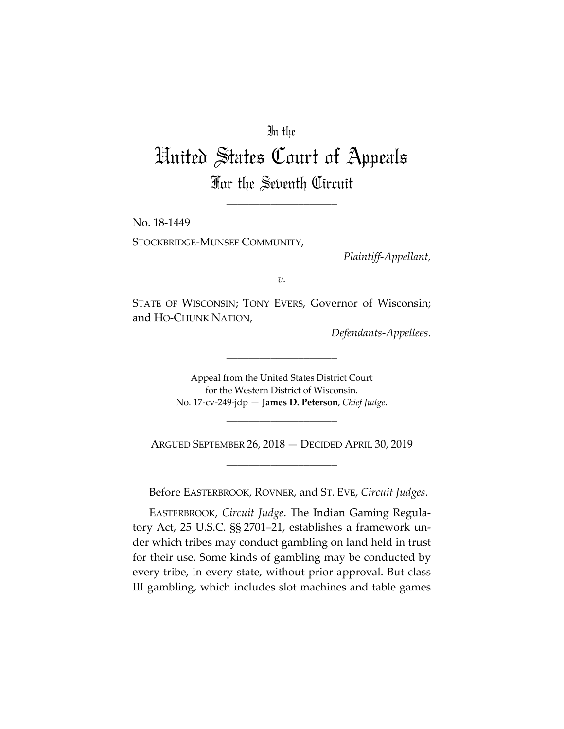In the

# United States Court of Appeals

## For the Seventh Circuit

\_\_\_\_\_\_\_\_\_\_\_\_\_\_\_\_\_\_\_\_

No. 18-1449

STOCKBRIDGE-MUNSEE COMMUNITY,

*Plaintiff-Appellant*,

*v.*

STATE OF WISCONSIN; TONY EVERS, Governor of Wisconsin; and HO-CHUNK NATION,

*Defendants-Appellees*.

\_\_\_\_\_\_\_\_\_\_\_\_\_\_\_\_\_\_\_\_

Appeal from the United States District Court
for the Western District of Wisconsin.
No. 17-cv-249-jdp — **James D. Peterson**, *Chief Judge*.

\_\_\_\_\_\_\_\_\_\_\_\_\_\_\_\_\_\_\_\_

ARGUED SEPTEMBER 26, 2018 — DECIDED APRIL 30, 2019

\_\_\_\_\_\_\_\_\_\_\_\_\_\_\_\_\_\_\_\_

Before EASTERBROOK, ROVNER, and ST. EVE, *Circuit Judges*.

EASTERBROOK, *Circuit Judge*. The Indian Gaming Regulatory Act, 25 U.S.C. §§ 2701–21, establishes a framework under which tribes may conduct gambling on land held in trust for their use. Some kinds of gambling may be conducted by every tribe, in every state, without prior approval. But class III gambling, which includes slot machines and table games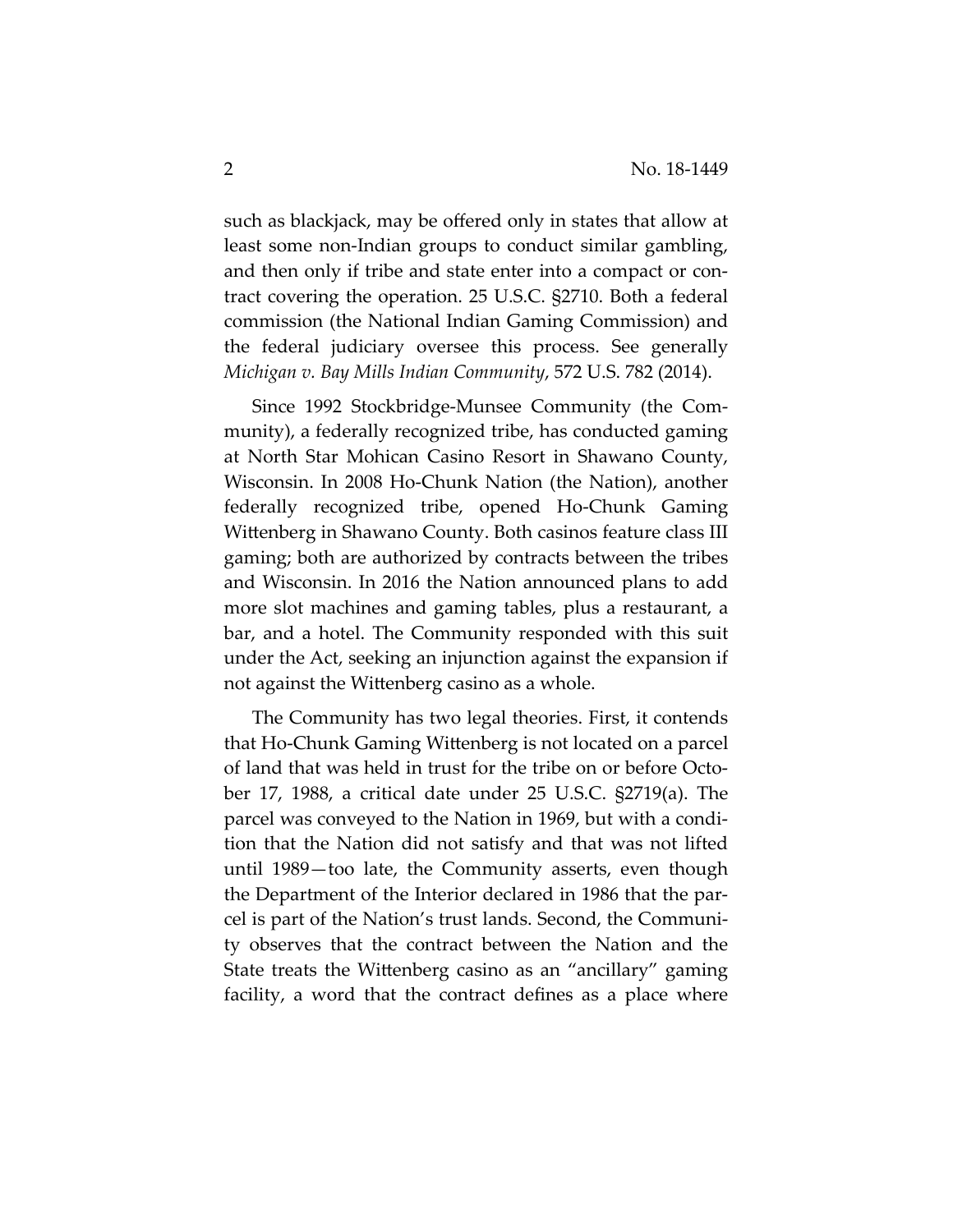such as blackjack, may be offered only in states that allow at least some non-Indian groups to conduct similar gambling, and then only if tribe and state enter into a compact or contract covering the operation. 25 U.S.C. §2710. Both a federal commission (the National Indian Gaming Commission) and the federal judiciary oversee this process. See generally *Michigan v. Bay Mills Indian Community*, 572 U.S. 782 (2014).

Since 1992 Stockbridge-Munsee Community (the Community), a federally recognized tribe, has conducted gaming at North Star Mohican Casino Resort in Shawano County, Wisconsin. In 2008 Ho-Chunk Nation (the Nation), another federally recognized tribe, opened Ho-Chunk Gaming Wittenberg in Shawano County. Both casinos feature class III gaming; both are authorized by contracts between the tribes and Wisconsin. In 2016 the Nation announced plans to add more slot machines and gaming tables, plus a restaurant, a bar, and a hotel. The Community responded with this suit under the Act, seeking an injunction against the expansion if not against the Wittenberg casino as a whole.

The Community has two legal theories. First, it contends that Ho-Chunk Gaming Wittenberg is not located on a parcel of land that was held in trust for the tribe on or before October 17, 1988, a critical date under 25 U.S.C. §2719(a). The parcel was conveyed to the Nation in 1969, but with a condition that the Nation did not satisfy and that was not lifted until 1989—too late, the Community asserts, even though the Department of the Interior declared in 1986 that the parcel is part of the Nation's trust lands. Second, the Community observes that the contract between the Nation and the State treats the Wittenberg casino as an "ancillary" gaming facility, a word that the contract defines as a place where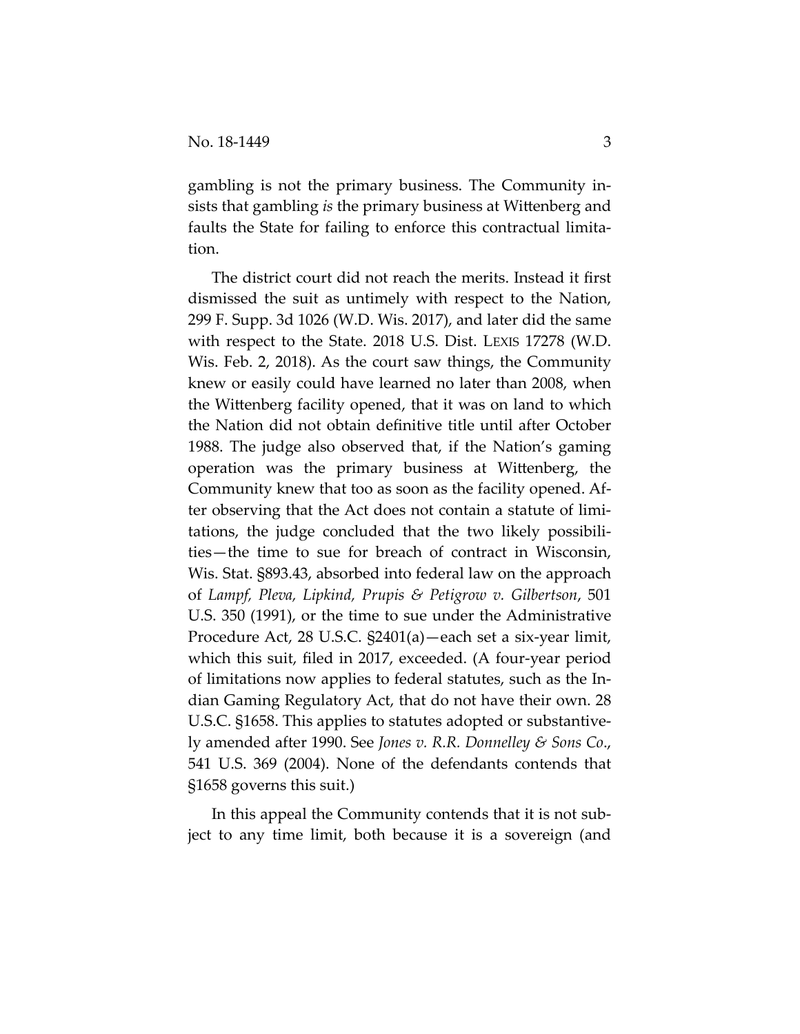gambling is not the primary business. The Community insists that gambling *is* the primary business at Wittenberg and faults the State for failing to enforce this contractual limitation.

The district court did not reach the merits. Instead it first dismissed the suit as untimely with respect to the Nation, 299 F. Supp. 3d 1026 (W.D. Wis. 2017), and later did the same with respect to the State. 2018 U.S. Dist. LEXIS 17278 (W.D. Wis. Feb. 2, 2018). As the court saw things, the Community knew or easily could have learned no later than 2008, when the Wittenberg facility opened, that it was on land to which the Nation did not obtain definitive title until after October 1988. The judge also observed that, if the Nation's gaming operation was the primary business at Wittenberg, the Community knew that too as soon as the facility opened. After observing that the Act does not contain a statute of limitations, the judge concluded that the two likely possibilities—the time to sue for breach of contract in Wisconsin, Wis. Stat. §893.43, absorbed into federal law on the approach of *Lampf, Pleva, Lipkind, Prupis & Petigrow v. Gilbertson*, 501 U.S. 350 (1991), or the time to sue under the Administrative Procedure Act, 28 U.S.C. §2401(a)—each set a six-year limit, which this suit, filed in 2017, exceeded. (A four-year period of limitations now applies to federal statutes, such as the Indian Gaming Regulatory Act, that do not have their own. 28 U.S.C. §1658. This applies to statutes adopted or substantively amended after 1990. See *Jones v. R.R. Donnelley & Sons Co.*, 541 U.S. 369 (2004). None of the defendants contends that §1658 governs this suit.)

In this appeal the Community contends that it is not subject to any time limit, both because it is a sovereign (and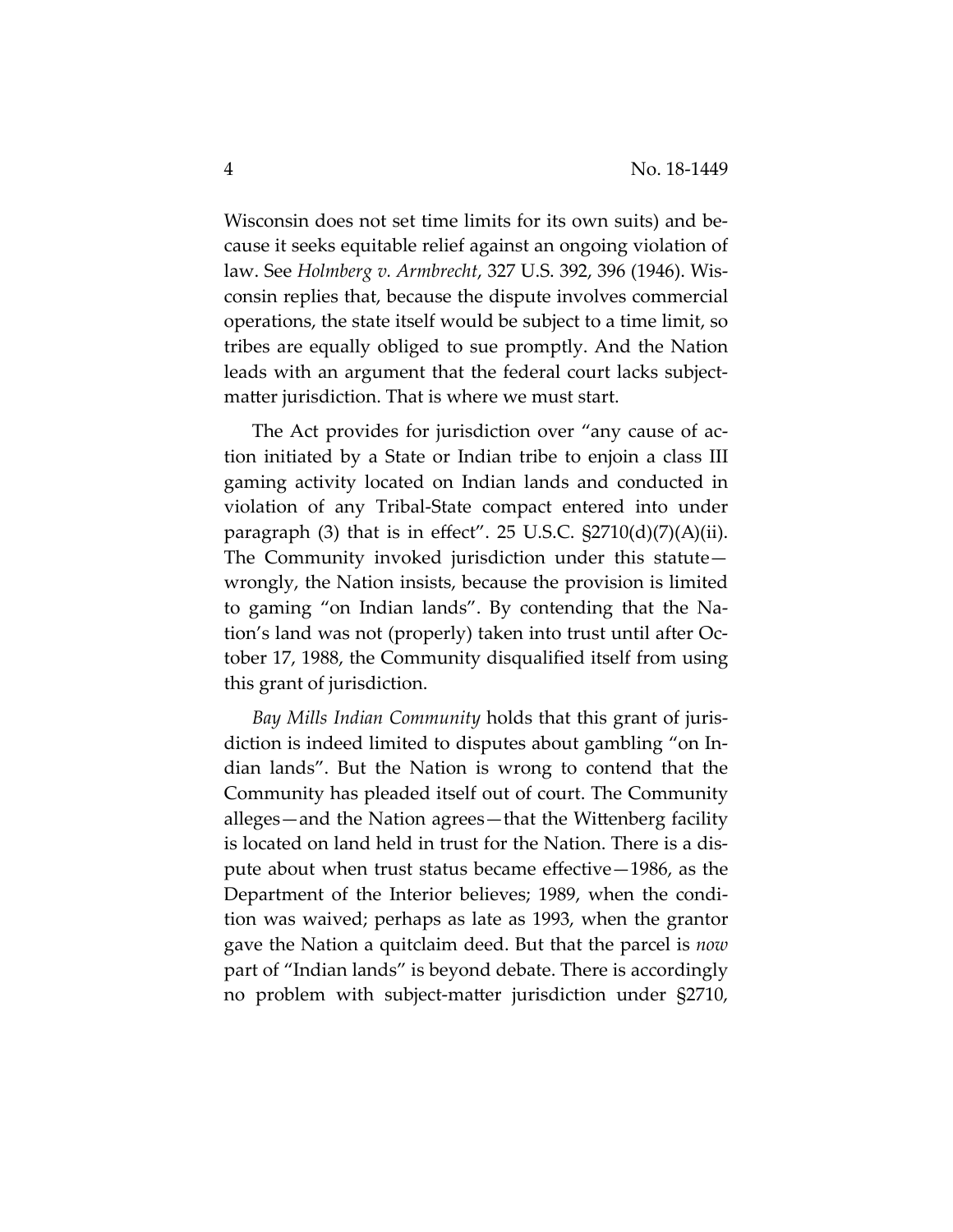Wisconsin does not set time limits for its own suits) and because it seeks equitable relief against an ongoing violation of law. See *Holmberg v. Armbrecht*, 327 U.S. 392, 396 (1946). Wisconsin replies that, because the dispute involves commercial operations, the state itself would be subject to a time limit, so tribes are equally obliged to sue promptly. And the Nation leads with an argument that the federal court lacks subject-matter jurisdiction. That is where we must start.

The Act provides for jurisdiction over "any cause of action initiated by a State or Indian tribe to enjoin a class III gaming activity located on Indian lands and conducted in violation of any Tribal-State compact entered into under paragraph (3) that is in effect". 25 U.S.C. §2710(d)(7)(A)(ii). The Community invoked jurisdiction under this statute—wrongly, the Nation insists, because the provision is limited to gaming "on Indian lands". By contending that the Nation's land was not (properly) taken into trust until after October 17, 1988, the Community disqualified itself from using this grant of jurisdiction.

*Bay Mills Indian Community* holds that this grant of jurisdiction is indeed limited to disputes about gambling "on Indian lands". But the Nation is wrong to contend that the Community has pleaded itself out of court. The Community alleges—and the Nation agrees—that the Wittenberg facility is located on land held in trust for the Nation. There is a dispute about when trust status became effective—1986, as the Department of the Interior believes; 1989, when the condition was waived; perhaps as late as 1993, when the grantor gave the Nation a quitclaim deed. But that the parcel is *now* part of "Indian lands" is beyond debate. There is accordingly no problem with subject-matter jurisdiction under §2710,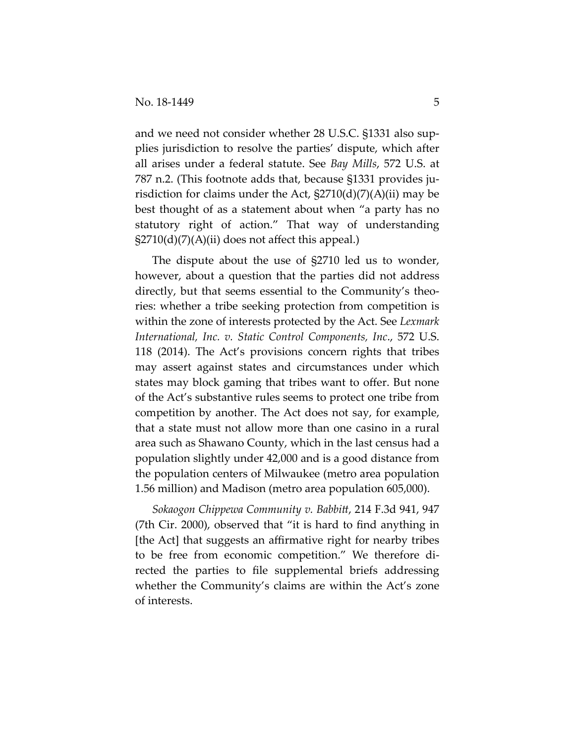and we need not consider whether 28 U.S.C. §1331 also supplies jurisdiction to resolve the parties' dispute, which after all arises under a federal statute. See *Bay Mills*, 572 U.S. at 787 n.2. (This footnote adds that, because §1331 provides jurisdiction for claims under the Act, §2710(d)(7)(A)(ii) may be best thought of as a statement about when "a party has no statutory right of action." That way of understanding §2710(d)(7)(A)(ii) does not affect this appeal.)

The dispute about the use of §2710 led us to wonder, however, about a question that the parties did not address directly, but that seems essential to the Community's theories: whether a tribe seeking protection from competition is within the zone of interests protected by the Act. See *Lexmark International, Inc. v. Static Control Components, Inc.*, 572 U.S. 118 (2014). The Act's provisions concern rights that tribes may assert against states and circumstances under which states may block gaming that tribes want to offer. But none of the Act's substantive rules seems to protect one tribe from competition by another. The Act does not say, for example, that a state must not allow more than one casino in a rural area such as Shawano County, which in the last census had a population slightly under 42,000 and is a good distance from the population centers of Milwaukee (metro area population 1.56 million) and Madison (metro area population 605,000).

*Sokaogon Chippewa Community v. Babbitt*, 214 F.3d 941, 947 (7th Cir. 2000), observed that "it is hard to find anything in [the Act] that suggests an affirmative right for nearby tribes to be free from economic competition." We therefore directed the parties to file supplemental briefs addressing whether the Community's claims are within the Act's zone of interests.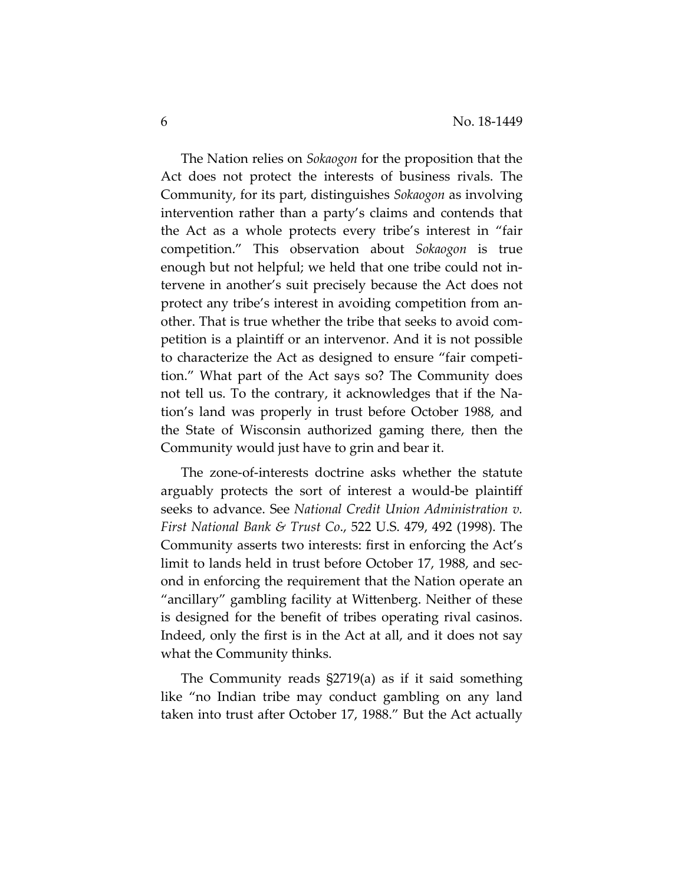The Nation relies on *Sokaogon* for the proposition that the Act does not protect the interests of business rivals. The Community, for its part, distinguishes *Sokaogon* as involving intervention rather than a party's claims and contends that the Act as a whole protects every tribe's interest in "fair competition." This observation about *Sokaogon* is true enough but not helpful; we held that one tribe could not intervene in another's suit precisely because the Act does not protect any tribe's interest in avoiding competition from another. That is true whether the tribe that seeks to avoid competition is a plaintiff or an intervenor. And it is not possible to characterize the Act as designed to ensure "fair competition." What part of the Act says so? The Community does not tell us. To the contrary, it acknowledges that if the Nation's land was properly in trust before October 1988, and the State of Wisconsin authorized gaming there, then the Community would just have to grin and bear it.

The zone-of-interests doctrine asks whether the statute arguably protects the sort of interest a would-be plaintiff seeks to advance. See *National Credit Union Administration v. First National Bank & Trust Co.*, 522 U.S. 479, 492 (1998). The Community asserts two interests: first in enforcing the Act's limit to lands held in trust before October 17, 1988, and second in enforcing the requirement that the Nation operate an "ancillary" gambling facility at Wittenberg. Neither of these is designed for the benefit of tribes operating rival casinos. Indeed, only the first is in the Act at all, and it does not say what the Community thinks.

The Community reads §2719(a) as if it said something like "no Indian tribe may conduct gambling on any land taken into trust after October 17, 1988." But the Act actually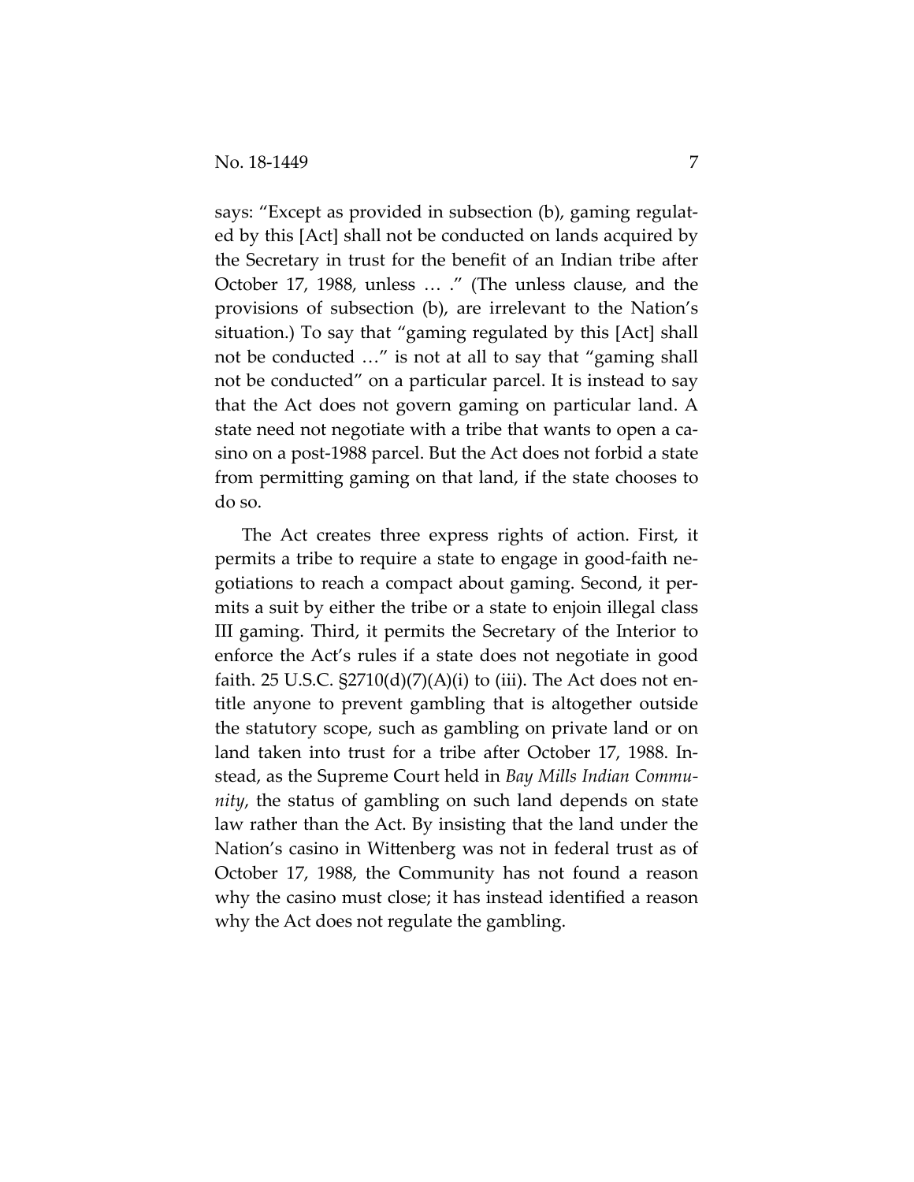says: "Except as provided in subsection (b), gaming regulated by this [Act] shall not be conducted on lands acquired by the Secretary in trust for the benefit of an Indian tribe after October 17, 1988, unless … ." (The unless clause, and the provisions of subsection (b), are irrelevant to the Nation's situation.) To say that "gaming regulated by this [Act] shall not be conducted …" is not at all to say that "gaming shall not be conducted" on a particular parcel. It is instead to say that the Act does not govern gaming on particular land. A state need not negotiate with a tribe that wants to open a casino on a post-1988 parcel. But the Act does not forbid a state from permitting gaming on that land, if the state chooses to do so.

The Act creates three express rights of action. First, it permits a tribe to require a state to engage in good-faith negotiations to reach a compact about gaming. Second, it permits a suit by either the tribe or a state to enjoin illegal class III gaming. Third, it permits the Secretary of the Interior to enforce the Act's rules if a state does not negotiate in good faith. 25 U.S.C. §2710(d)(7)(A)(i) to (iii). The Act does not entitle anyone to prevent gambling that is altogether outside the statutory scope, such as gambling on private land or on land taken into trust for a tribe after October 17, 1988. Instead, as the Supreme Court held in *Bay Mills Indian Community*, the status of gambling on such land depends on state law rather than the Act. By insisting that the land under the Nation's casino in Wittenberg was not in federal trust as of October 17, 1988, the Community has not found a reason why the casino must close; it has instead identified a reason why the Act does not regulate the gambling.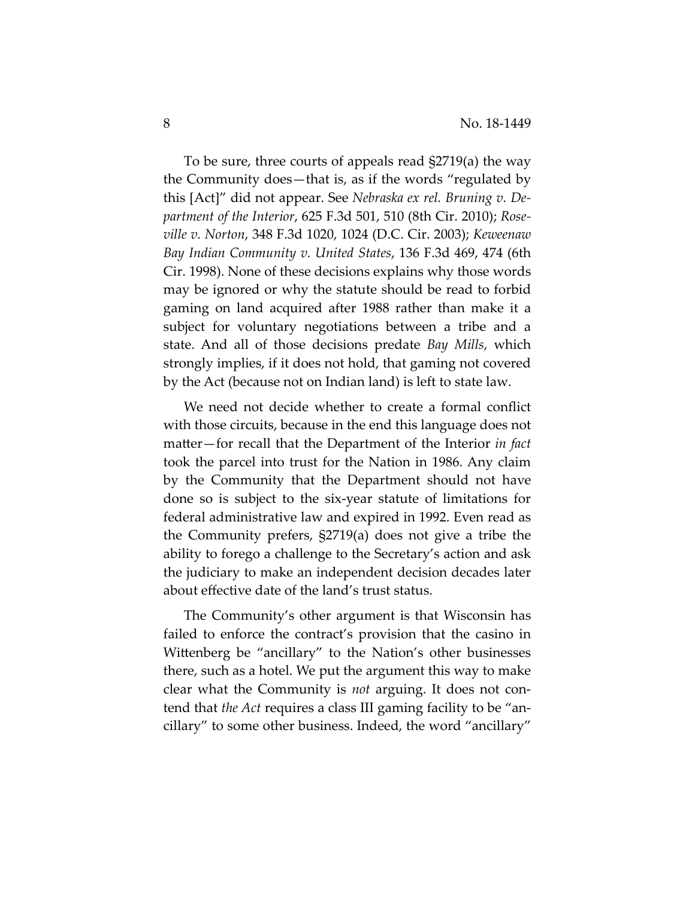To be sure, three courts of appeals read §2719(a) the way the Community does—that is, as if the words "regulated by this [Act]" did not appear. See *Nebraska ex rel. Bruning v. Department of the Interior*, 625 F.3d 501, 510 (8th Cir. 2010); *Roseville v. Norton*, 348 F.3d 1020, 1024 (D.C. Cir. 2003); *Keweenaw Bay Indian Community v. United States*, 136 F.3d 469, 474 (6th Cir. 1998). None of these decisions explains why those words may be ignored or why the statute should be read to forbid gaming on land acquired after 1988 rather than make it a subject for voluntary negotiations between a tribe and a state. And all of those decisions predate *Bay Mills*, which strongly implies, if it does not hold, that gaming not covered by the Act (because not on Indian land) is left to state law.

We need not decide whether to create a formal conflict with those circuits, because in the end this language does not matter—for recall that the Department of the Interior *in fact* took the parcel into trust for the Nation in 1986. Any claim by the Community that the Department should not have done so is subject to the six-year statute of limitations for federal administrative law and expired in 1992. Even read as the Community prefers, §2719(a) does not give a tribe the ability to forego a challenge to the Secretary's action and ask the judiciary to make an independent decision decades later about effective date of the land's trust status.

The Community's other argument is that Wisconsin has failed to enforce the contract's provision that the casino in Wittenberg be "ancillary" to the Nation's other businesses there, such as a hotel. We put the argument this way to make clear what the Community is *not* arguing. It does not contend that *the Act* requires a class III gaming facility to be "ancillary" to some other business. Indeed, the word "ancillary"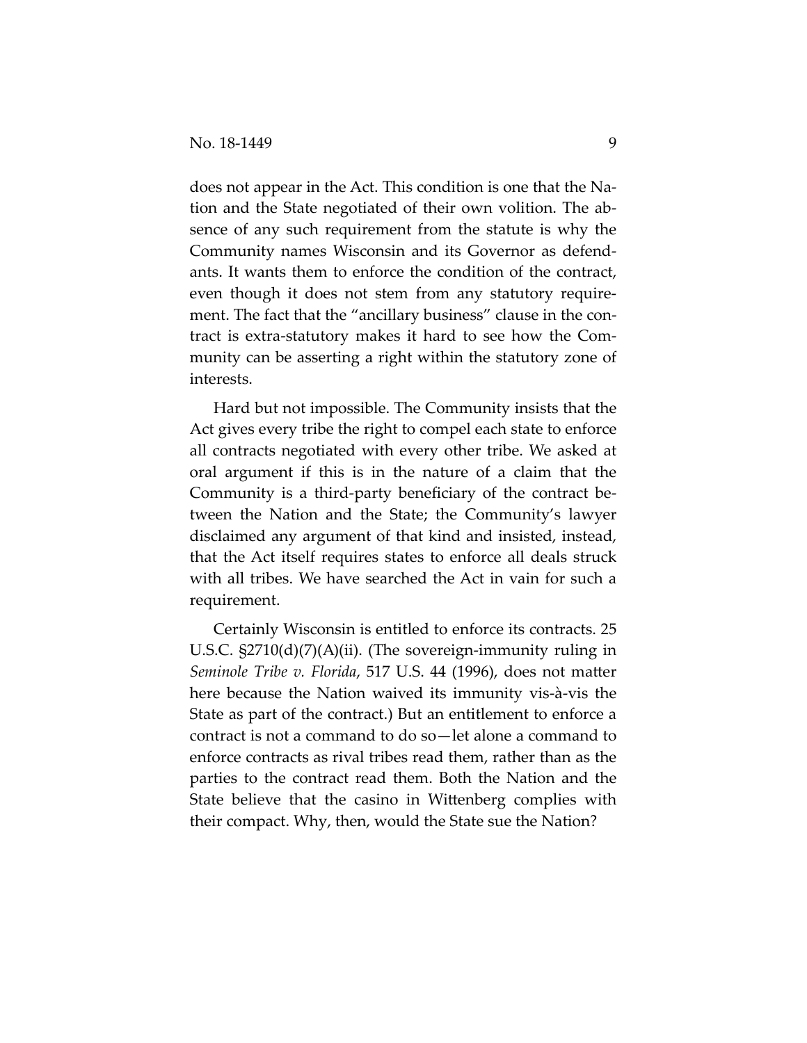does not appear in the Act. This condition is one that the Nation and the State negotiated of their own volition. The absence of any such requirement from the statute is why the Community names Wisconsin and its Governor as defendants. It wants them to enforce the condition of the contract, even though it does not stem from any statutory requirement. The fact that the "ancillary business" clause in the contract is extra-statutory makes it hard to see how the Community can be asserting a right within the statutory zone of interests.

Hard but not impossible. The Community insists that the Act gives every tribe the right to compel each state to enforce all contracts negotiated with every other tribe. We asked at oral argument if this is in the nature of a claim that the Community is a third-party beneficiary of the contract between the Nation and the State; the Community's lawyer disclaimed any argument of that kind and insisted, instead, that the Act itself requires states to enforce all deals struck with all tribes. We have searched the Act in vain for such a requirement.

Certainly Wisconsin is entitled to enforce its contracts. 25 U.S.C. §2710(d)(7)(A)(ii). (The sovereign-immunity ruling in *Seminole Tribe v. Florida*, 517 U.S. 44 (1996), does not matter here because the Nation waived its immunity vis-à-vis the State as part of the contract.) But an entitlement to enforce a contract is not a command to do so—let alone a command to enforce contracts as rival tribes read them, rather than as the parties to the contract read them. Both the Nation and the State believe that the casino in Wittenberg complies with their compact. Why, then, would the State sue the Nation?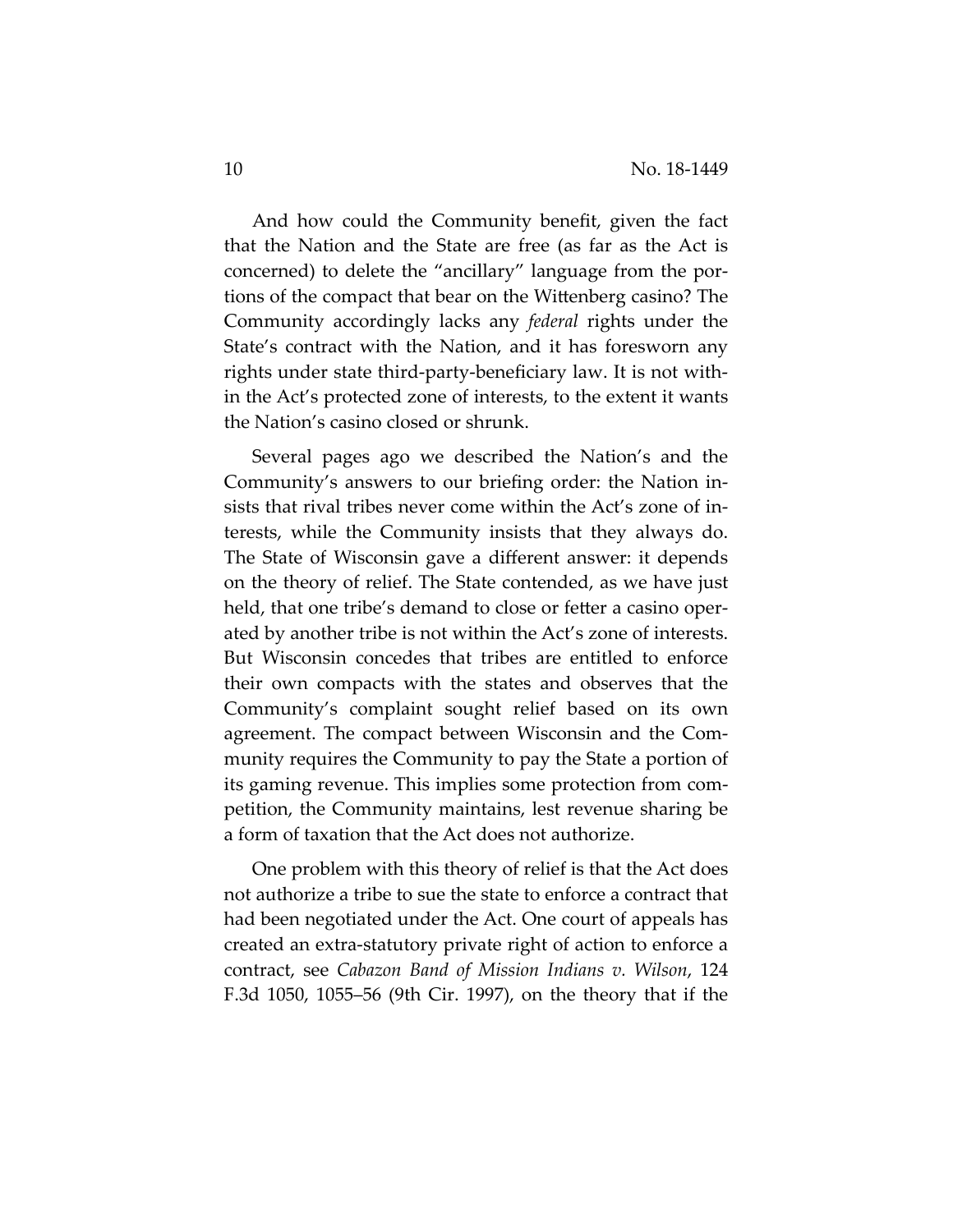And how could the Community benefit, given the fact that the Nation and the State are free (as far as the Act is concerned) to delete the "ancillary" language from the portions of the compact that bear on the Wittenberg casino? The Community accordingly lacks any *federal* rights under the State's contract with the Nation, and it has foresworn any rights under state third-party-beneficiary law. It is not within the Act's protected zone of interests, to the extent it wants the Nation's casino closed or shrunk.

Several pages ago we described the Nation's and the Community's answers to our briefing order: the Nation insists that rival tribes never come within the Act's zone of interests, while the Community insists that they always do. The State of Wisconsin gave a different answer: it depends on the theory of relief. The State contended, as we have just held, that one tribe's demand to close or fetter a casino operated by another tribe is not within the Act's zone of interests. But Wisconsin concedes that tribes are entitled to enforce their own compacts with the states and observes that the Community's complaint sought relief based on its own agreement. The compact between Wisconsin and the Community requires the Community to pay the State a portion of its gaming revenue. This implies some protection from competition, the Community maintains, lest revenue sharing be a form of taxation that the Act does not authorize.

One problem with this theory of relief is that the Act does not authorize a tribe to sue the state to enforce a contract that had been negotiated under the Act. One court of appeals has created an extra-statutory private right of action to enforce a contract, see *Cabazon Band of Mission Indians v. Wilson*, 124 F.3d 1050, 1055–56 (9th Cir. 1997), on the theory that if the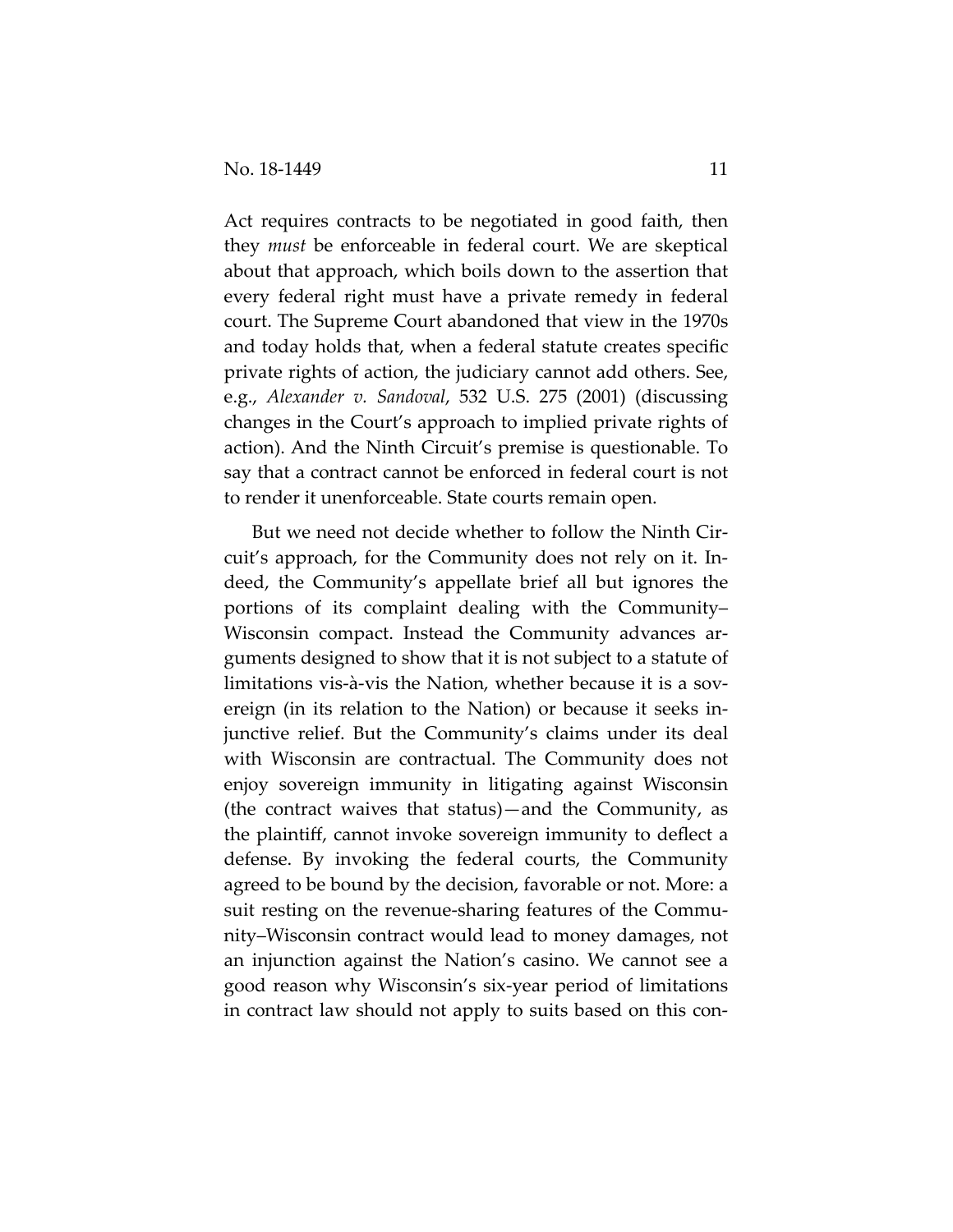Act requires contracts to be negotiated in good faith, then they *must* be enforceable in federal court. We are skeptical about that approach, which boils down to the assertion that every federal right must have a private remedy in federal court. The Supreme Court abandoned that view in the 1970s and today holds that, when a federal statute creates specific private rights of action, the judiciary cannot add others. See, e.g., *Alexander v. Sandoval*, 532 U.S. 275 (2001) (discussing changes in the Court's approach to implied private rights of action). And the Ninth Circuit's premise is questionable. To say that a contract cannot be enforced in federal court is not to render it unenforceable. State courts remain open.

But we need not decide whether to follow the Ninth Circuit's approach, for the Community does not rely on it. Indeed, the Community's appellate brief all but ignores the portions of its complaint dealing with the Community–Wisconsin compact. Instead the Community advances arguments designed to show that it is not subject to a statute of limitations vis-à-vis the Nation, whether because it is a sovereign (in its relation to the Nation) or because it seeks injunctive relief. But the Community's claims under its deal with Wisconsin are contractual. The Community does not enjoy sovereign immunity in litigating against Wisconsin (the contract waives that status)—and the Community, as the plaintiff, cannot invoke sovereign immunity to deflect a defense. By invoking the federal courts, the Community agreed to be bound by the decision, favorable or not. More: a suit resting on the revenue-sharing features of the Community–Wisconsin contract would lead to money damages, not an injunction against the Nation's casino. We cannot see a good reason why Wisconsin's six-year period of limitations in contract law should not apply to suits based on this con-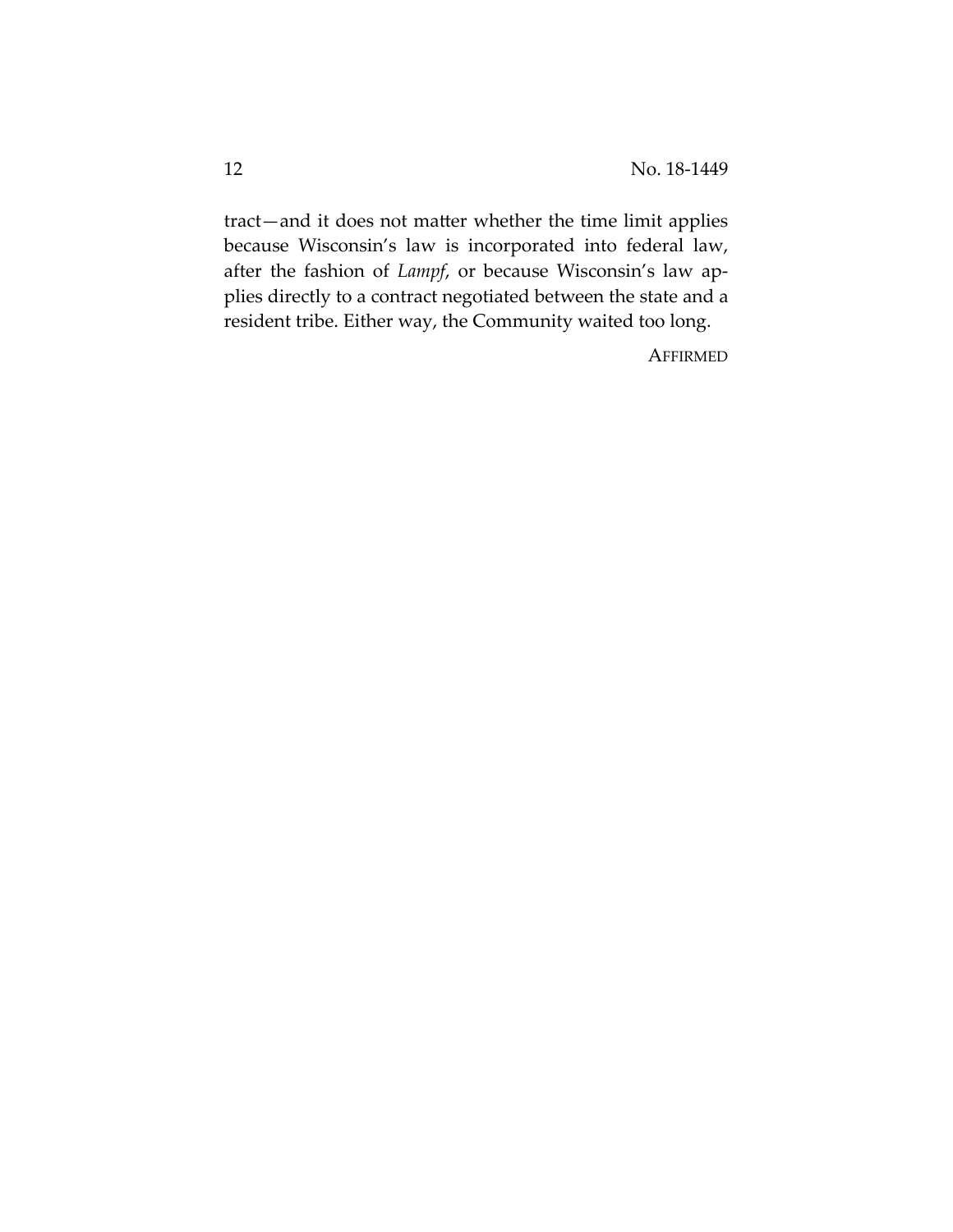tract—and it does not matter whether the time limit applies because Wisconsin's law is incorporated into federal law, after the fashion of *Lampf*, or because Wisconsin's law applies directly to a contract negotiated between the state and a resident tribe. Either way, the Community waited too long.

AFFIRMED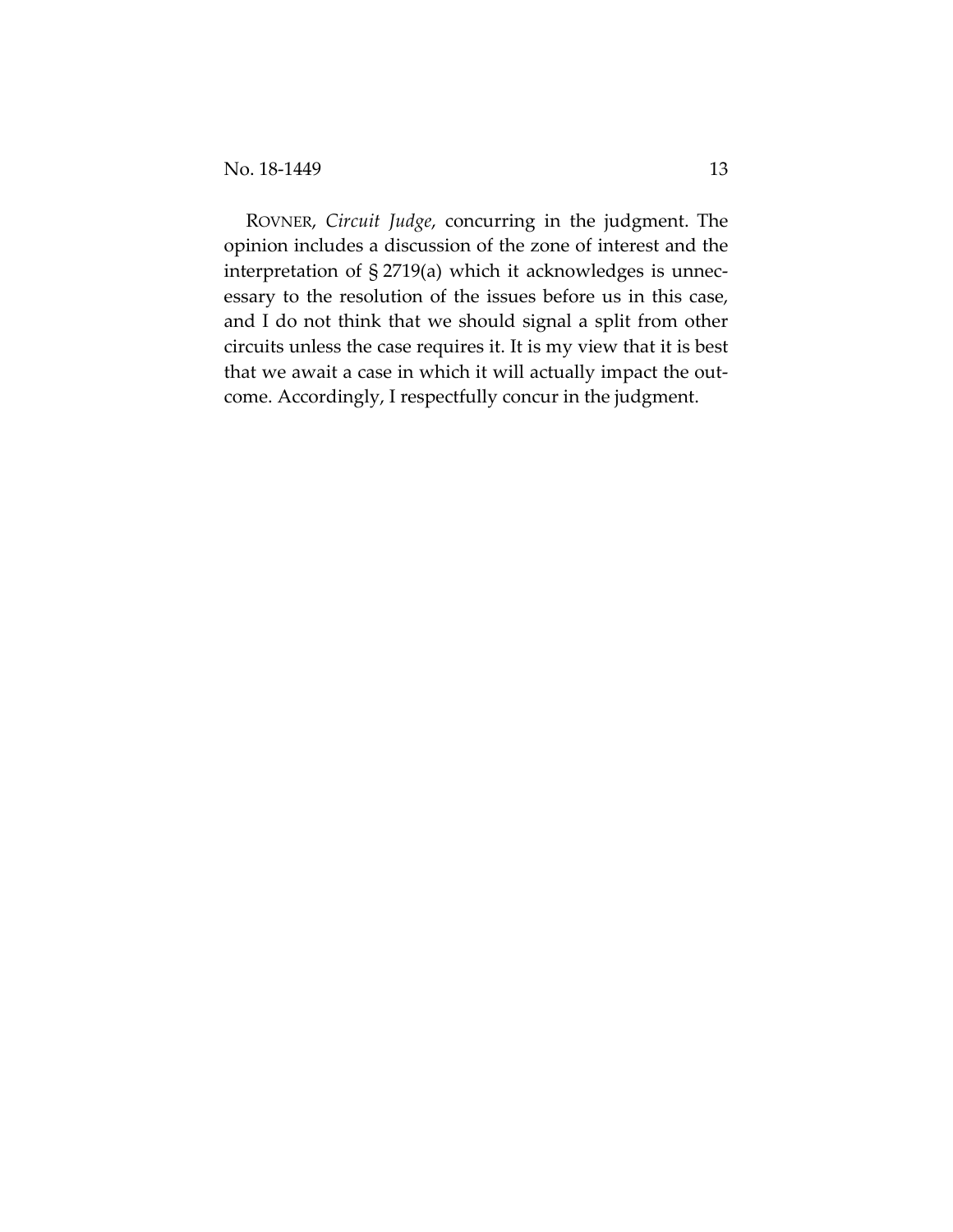ROVNER, *Circuit Judge*, concurring in the judgment. The opinion includes a discussion of the zone of interest and the interpretation of § 2719(a) which it acknowledges is unnecessary to the resolution of the issues before us in this case, and I do not think that we should signal a split from other circuits unless the case requires it. It is my view that it is best that we await a case in which it will actually impact the outcome. Accordingly, I respectfully concur in the judgment.